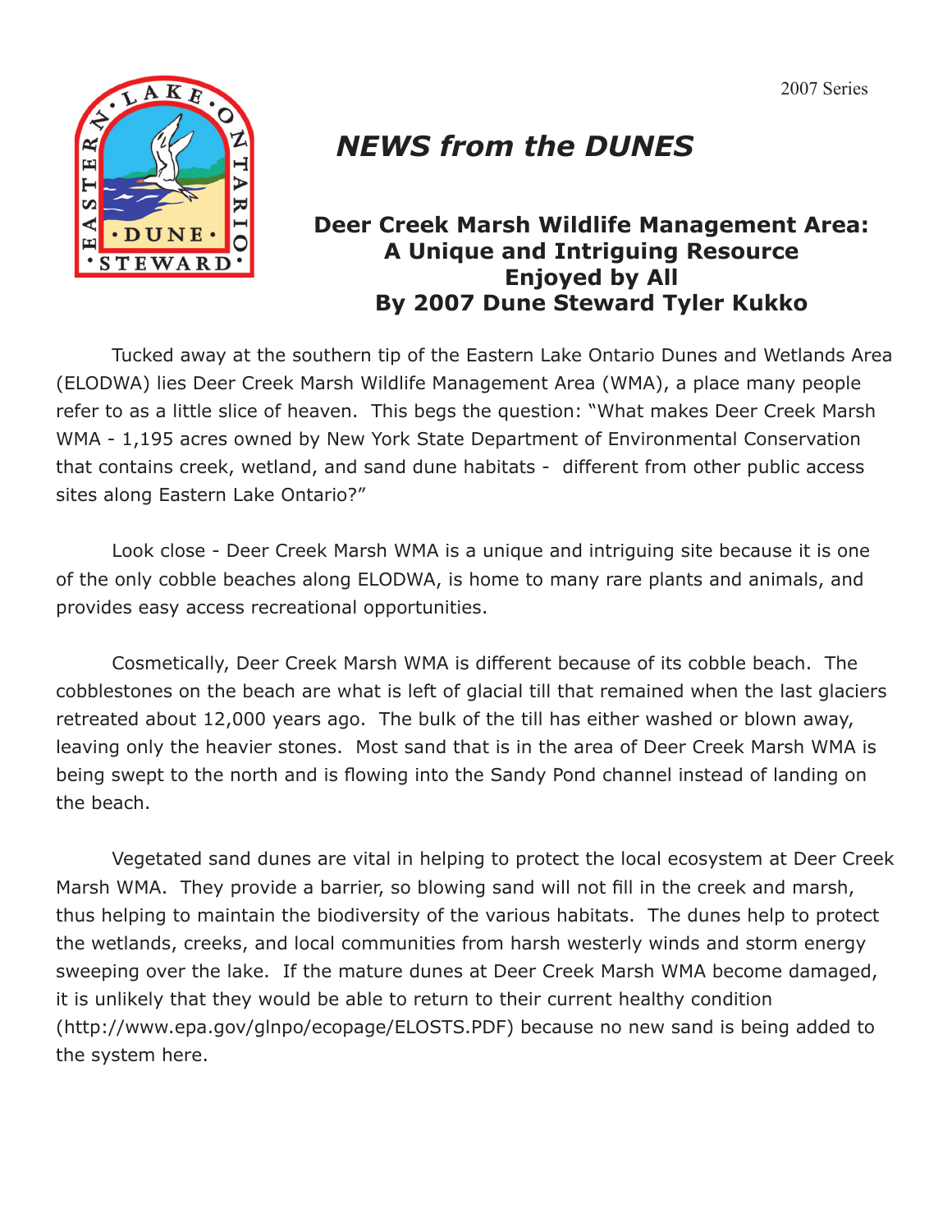2007 Series

# *NEWS from the DUNES*

## Deer Creek Marsh Wildlife Management Area: A Unique and Intriguing Resource Enjoyed by All

### By 2007 Dune Steward Tyler Kukko

Tucked away at the southern tip of the Eastern Lake Ontario Dunes and Wetlands Area (ELODWA) lies Deer Creek Marsh Wildlife Management Area (WMA), a place many people refer to as a little slice of heaven. This begs the question: "What makes Deer Creek Marsh WMA - 1,195 acres owned by New York State Department of Environmental Conservation that contains creek, wetland, and sand dune habitats - different from other public access sites along Eastern Lake Ontario?"

Look close - Deer Creek Marsh WMA is a unique and intriguing site because it is one of the only cobble beaches along ELODWA, is home to many rare plants and animals, and provides easy access recreational opportunities.

Cosmetically, Deer Creek Marsh WMA is different because of its cobble beach. The cobblestones on the beach are what is left of glacial till that remained when the last glaciers retreated about 12,000 years ago. The bulk of the till has either washed or blown away, leaving only the heavier stones. Most sand that is in the area of Deer Creek Marsh WMA is being swept to the north and is flowing into the Sandy Pond channel instead of landing on the beach.

Vegetated sand dunes are vital in helping to protect the local ecosystem at Deer Creek Marsh WMA. They provide a barrier, so blowing sand will not fill in the creek and marsh, thus helping to maintain the biodiversity of the various habitats. The dunes help to protect the wetlands, creeks, and local communities from harsh westerly winds and storm energy sweeping over the lake. If the mature dunes at Deer Creek Marsh WMA become damaged, it is unlikely that they would be able to return to their current healthy condition (http://www.epa.gov/glnpo/ecopage/ELOSTS.PDF) because no new sand is being added to the system here.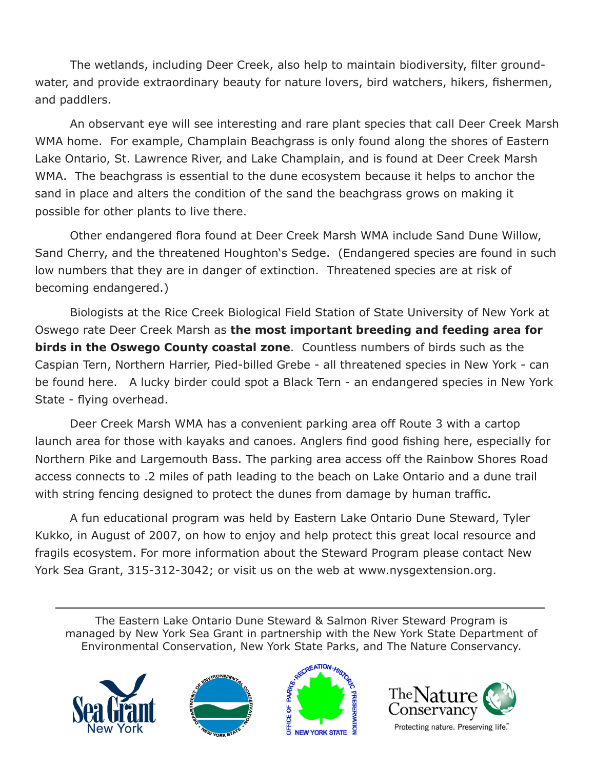The wetlands, including Deer Creek, also help to maintain biodiversity, filter groundwater, and provide extraordinary beauty for nature lovers, bird watchers, hikers, fishermen, and paddlers.

An observant eye will see interesting and rare plant species that call Deer Creek Marsh WMA home. For example, Champlain Beachgrass is only found along the shores of Eastern Lake Ontario, St. Lawrence River, and Lake Champlain, and is found at Deer Creek Marsh WMA. The beachgrass is essential to the dune ecosystem because it helps to anchor the sand in place and alters the condition of the sand the beachgrass grows on making it possible for other plants to live there.

Other endangered flora found at Deer Creek Marsh WMA include Sand Dune Willow, Sand Cherry, and the threatened Houghton's Sedge. (Endangered species are found in such low numbers that they are in danger of extinction. Threatened species are at risk of becoming endangered.)

Biologists at the Rice Creek Biological Field Station of State University of New York at Oswego rate Deer Creek Marsh as **the most important breeding and feeding area for birds in the Oswego County coastal zone**. Countless numbers of birds such as the Caspian Tern, Northern Harrier, Pied-billed Grebe - all threatened species in New York - can be found here. A lucky birder could spot a Black Tern - an endangered species in New York State - flying overhead.

Deer Creek Marsh WMA has a convenient parking area off Route 3 with a cartop launch area for those with kayaks and canoes. Anglers find good fishing here, especially for Northern Pike and Largemouth Bass. The parking area access off the Rainbow Shores Road access connects to .2 miles of path leading to the beach on Lake Ontario and a dune trail with string fencing designed to protect the dunes from damage by human traffic.

A fun educational program was held by Eastern Lake Ontario Dune Steward, Tyler Kukko, in August of 2007, on how to enjoy and help protect this great local resource and fragils ecosystem. For more information about the Steward Program please contact New York Sea Grant, 315-312-3042; or visit us on the web at www.nysgextension.org.

---

The Eastern Lake Ontario Dune Steward & Salmon River Steward Program is managed by New York Sea Grant in partnership with the New York State Department of Environmental Conservation, New York State Parks, and The Nature Conservancy.

Sea Grant New York

Department of Environmental Conservation • New York State •

Office of Parks, Recreation, Historic Preservation — New York State

The Nature Conservancy — Protecting nature. Preserving life.™